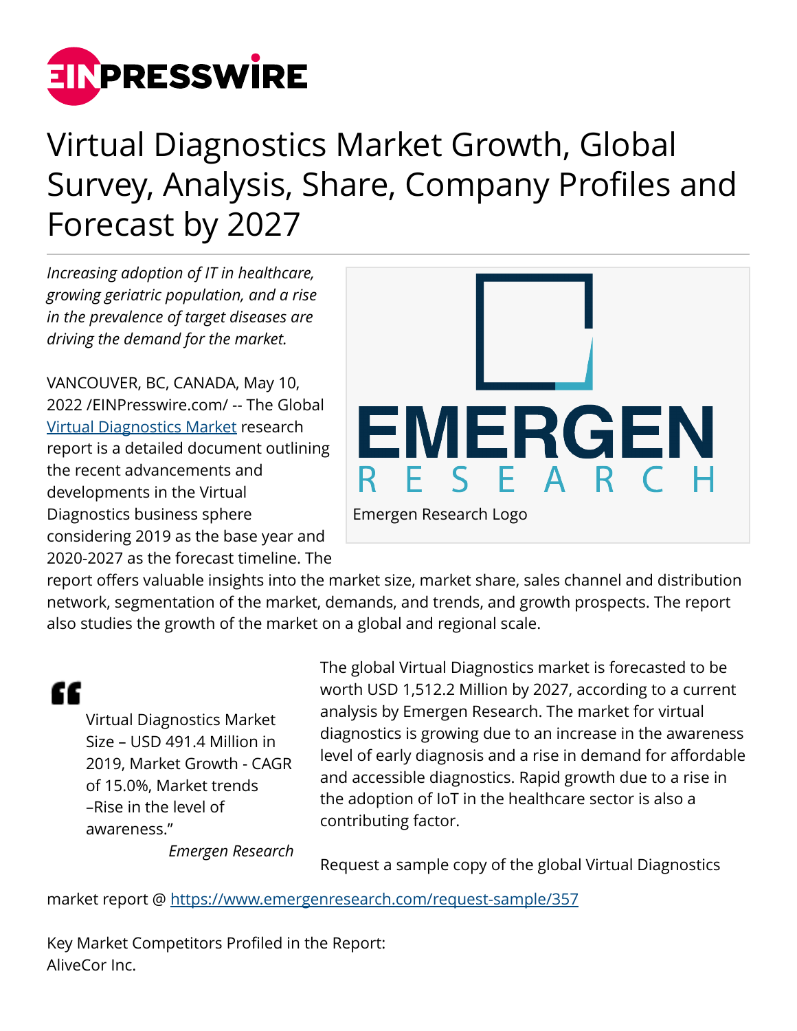# Virtual Diagnostics Market Growth, Global Survey, Analysis, Share, Company Profiles and Forecast by 2027

*Increasing adoption of IT in healthcare, growing geriatric population, and a rise in the prevalence of target diseases are driving the demand for the market.*

Emergen Research Logo

VANCOUVER, BC, CANADA, May 10, 2022 /EINPresswire.com/ -- The Global [Virtual Diagnostics Market](https://www.emergenresearch.com) research report is a detailed document outlining the recent advancements and developments in the Virtual Diagnostics business sphere considering 2019 as the base year and 2020-2027 as the forecast timeline. The report offers valuable insights into the market size, market share, sales channel and distribution network, segmentation of the market, demands, and trends, and growth prospects. The report also studies the growth of the market on a global and regional scale.

> Virtual Diagnostics Market Size – USD 491.4 Million in 2019, Market Growth - CAGR of 15.0%, Market trends –Rise in the level of awareness."
>
> *Emergen Research*

The global Virtual Diagnostics market is forecasted to be worth USD 1,512.2 Million by 2027, according to a current analysis by Emergen Research. The market for virtual diagnostics is growing due to an increase in the awareness level of early diagnosis and a rise in demand for affordable and accessible diagnostics. Rapid growth due to a rise in the adoption of IoT in the healthcare sector is also a contributing factor.

Request a sample copy of the global Virtual Diagnostics market report @ https://www.emergenresearch.com/request-sample/357

Key Market Competitors Profiled in the Report:
AliveCor Inc.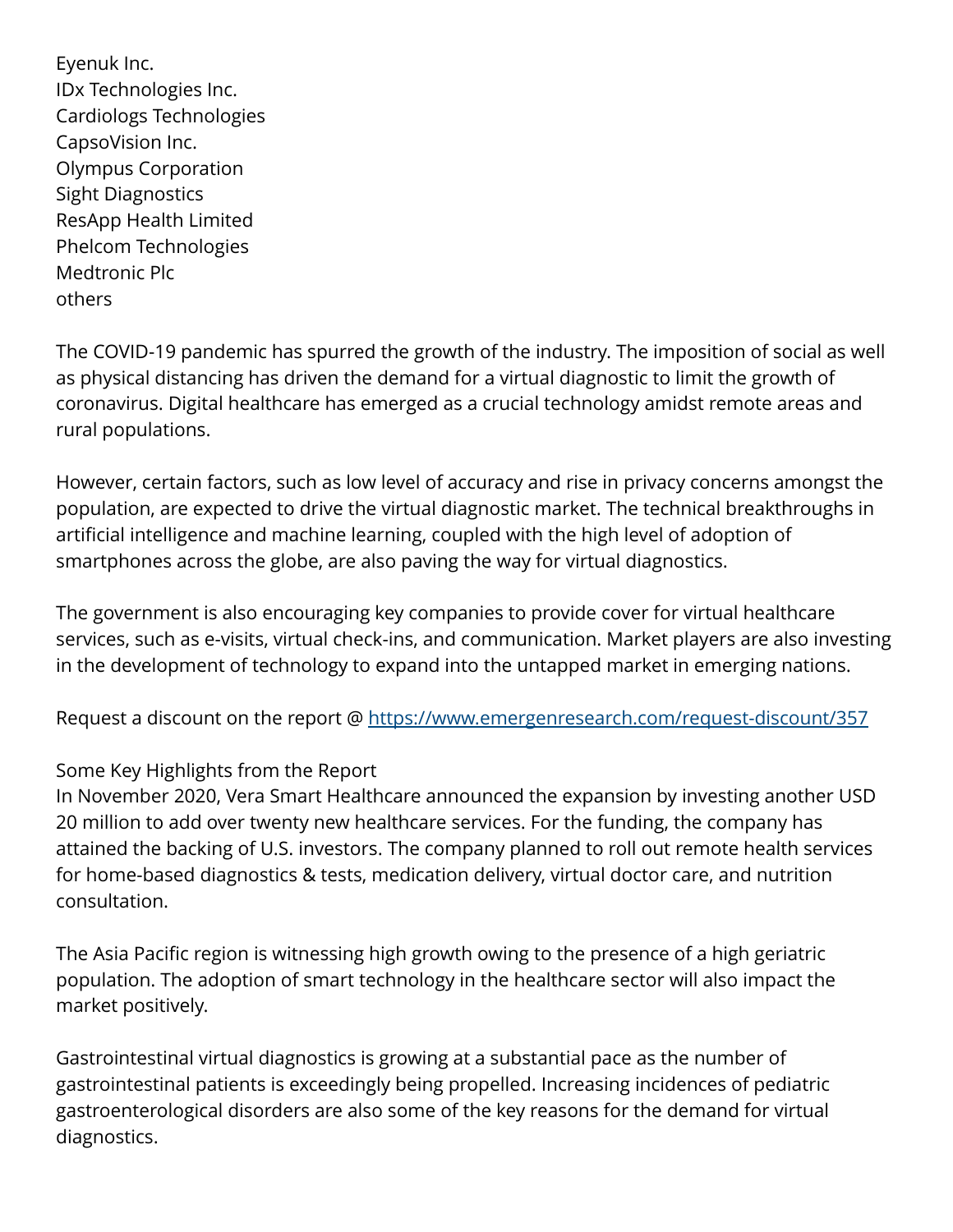- Eyenuk Inc.
- IDx Technologies Inc.
- Cardiologs Technologies
- CapsoVision Inc.
- Olympus Corporation
- Sight Diagnostics
- ResApp Health Limited
- Phelcom Technologies
- Medtronic Plc
- others

The COVID-19 pandemic has spurred the growth of the industry. The imposition of social as well as physical distancing has driven the demand for a virtual diagnostic to limit the growth of coronavirus. Digital healthcare has emerged as a crucial technology amidst remote areas and rural populations.

However, certain factors, such as low level of accuracy and rise in privacy concerns amongst the population, are expected to drive the virtual diagnostic market. The technical breakthroughs in artificial intelligence and machine learning, coupled with the high level of adoption of smartphones across the globe, are also paving the way for virtual diagnostics.

The government is also encouraging key companies to provide cover for virtual healthcare services, such as e-visits, virtual check-ins, and communication. Market players are also investing in the development of technology to expand into the untapped market in emerging nations.

Request a discount on the report @ [https://www.emergenresearch.com/request-discount/357](https://www.emergenresearch.com/request-discount/357)

Some Key Highlights from the Report

In November 2020, Vera Smart Healthcare announced the expansion by investing another USD 20 million to add over twenty new healthcare services. For the funding, the company has attained the backing of U.S. investors. The company planned to roll out remote health services for home-based diagnostics & tests, medication delivery, virtual doctor care, and nutrition consultation.

The Asia Pacific region is witnessing high growth owing to the presence of a high geriatric population. The adoption of smart technology in the healthcare sector will also impact the market positively.

Gastrointestinal virtual diagnostics is growing at a substantial pace as the number of gastrointestinal patients is exceedingly being propelled. Increasing incidences of pediatric gastroenterological disorders are also some of the key reasons for the demand for virtual diagnostics.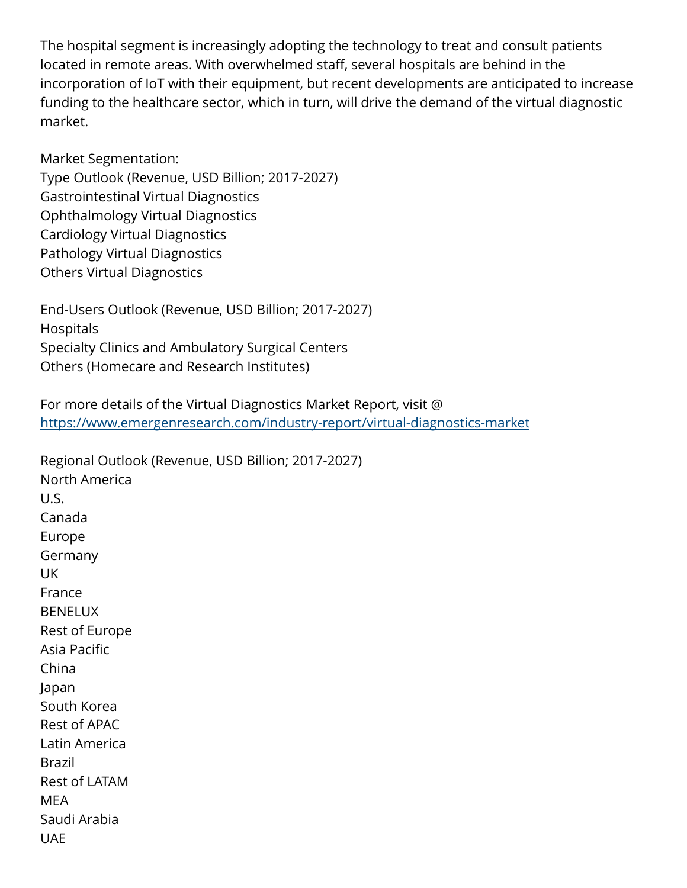The hospital segment is increasingly adopting the technology to treat and consult patients located in remote areas. With overwhelmed staff, several hospitals are behind in the incorporation of IoT with their equipment, but recent developments are anticipated to increase funding to the healthcare sector, which in turn, will drive the demand of the virtual diagnostic market.

Market Segmentation:
Type Outlook (Revenue, USD Billion; 2017-2027)
Gastrointestinal Virtual Diagnostics
Ophthalmology Virtual Diagnostics
Cardiology Virtual Diagnostics
Pathology Virtual Diagnostics
Others Virtual Diagnostics

End-Users Outlook (Revenue, USD Billion; 2017-2027)
Hospitals
Specialty Clinics and Ambulatory Surgical Centers
Others (Homecare and Research Institutes)

For more details of the Virtual Diagnostics Market Report, visit @
[https://www.emergenresearch.com/industry-report/virtual-diagnostics-market](https://www.emergenresearch.com/industry-report/virtual-diagnostics-market)

Regional Outlook (Revenue, USD Billion; 2017-2027)
North America
U.S.
Canada
Europe
Germany
UK
France
BENELUX
Rest of Europe
Asia Pacific
China
Japan
South Korea
Rest of APAC
Latin America
Brazil
Rest of LATAM
MEA
Saudi Arabia
UAE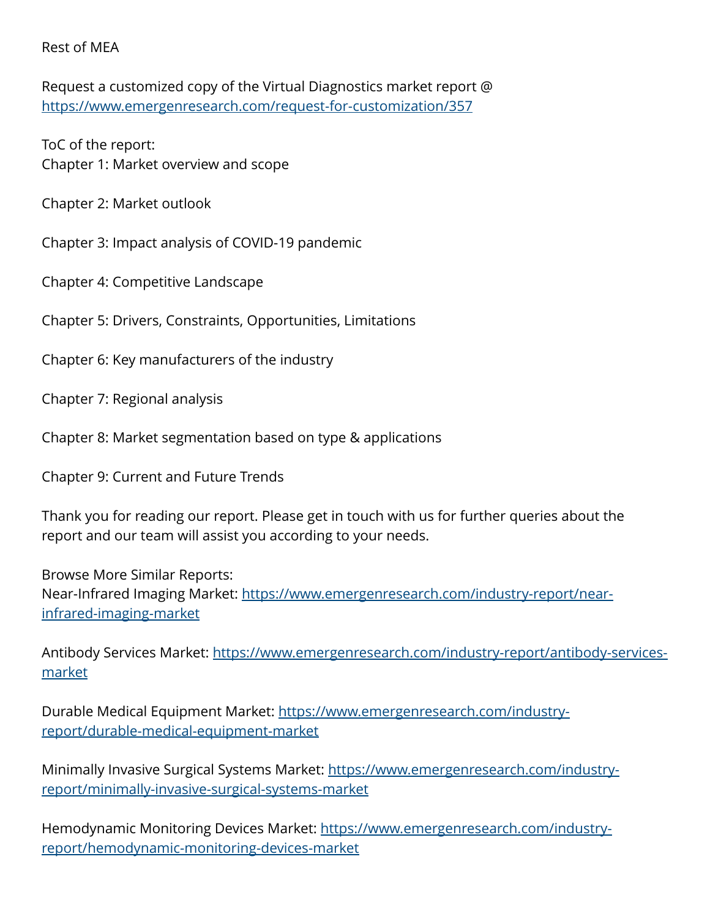Rest of MEA

Request a customized copy of the Virtual Diagnostics market report @ https://www.emergenresearch.com/request-for-customization/357

ToC of the report:
Chapter 1: Market overview and scope

Chapter 2: Market outlook

Chapter 3: Impact analysis of COVID-19 pandemic

Chapter 4: Competitive Landscape

Chapter 5: Drivers, Constraints, Opportunities, Limitations

Chapter 6: Key manufacturers of the industry

Chapter 7: Regional analysis

Chapter 8: Market segmentation based on type & applications

Chapter 9: Current and Future Trends

Thank you for reading our report. Please get in touch with us for further queries about the report and our team will assist you according to your needs.

Browse More Similar Reports:
Near-Infrared Imaging Market: https://www.emergenresearch.com/industry-report/near-infrared-imaging-market

Antibody Services Market: https://www.emergenresearch.com/industry-report/antibody-services-market

Durable Medical Equipment Market: https://www.emergenresearch.com/industry-report/durable-medical-equipment-market

Minimally Invasive Surgical Systems Market: https://www.emergenresearch.com/industry-report/minimally-invasive-surgical-systems-market

Hemodynamic Monitoring Devices Market: https://www.emergenresearch.com/industry-report/hemodynamic-monitoring-devices-market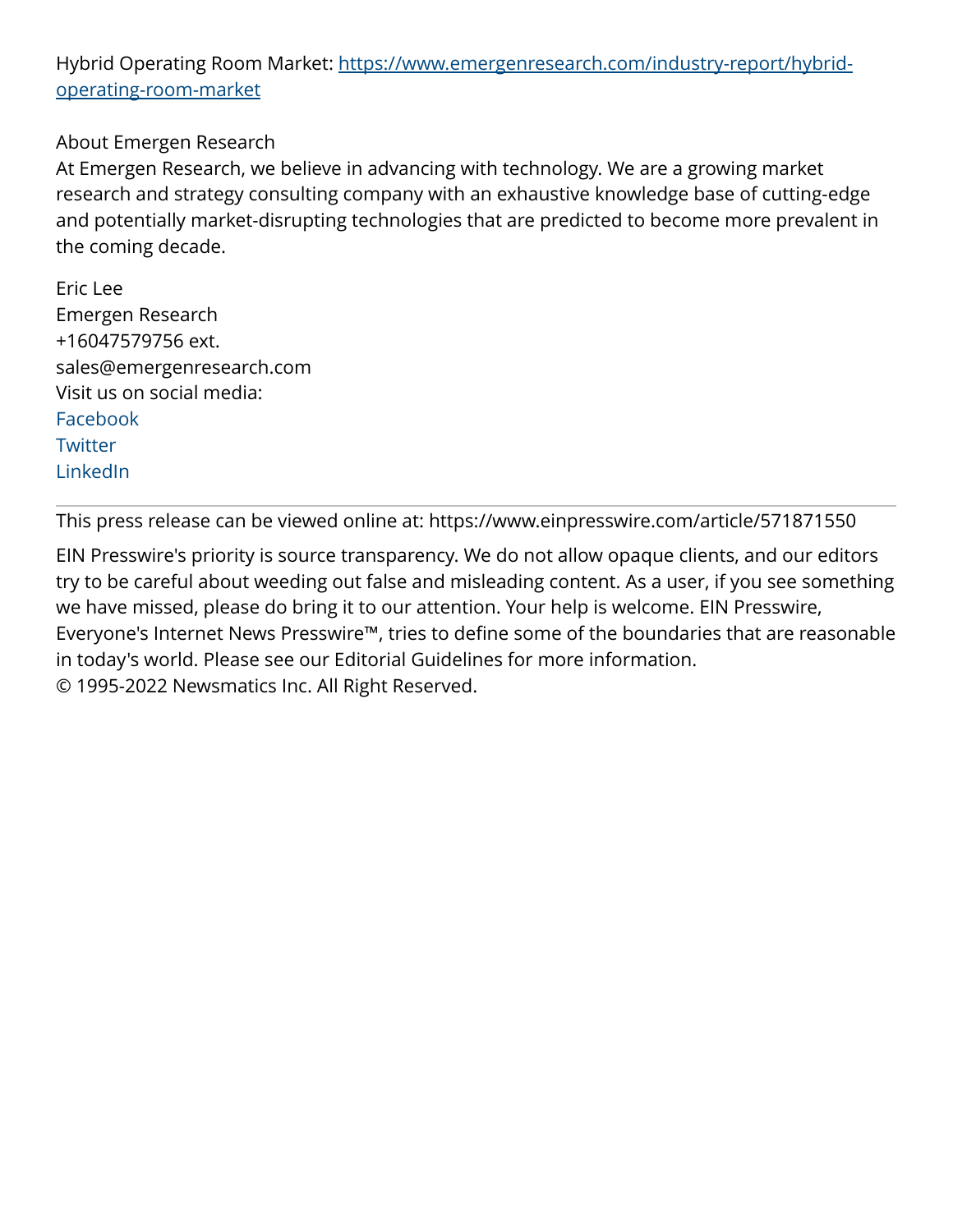Hybrid Operating Room Market: https://www.emergenresearch.com/industry-report/hybrid-operating-room-market

About Emergen Research
At Emergen Research, we believe in advancing with technology. We are a growing market research and strategy consulting company with an exhaustive knowledge base of cutting-edge and potentially market-disrupting technologies that are predicted to become more prevalent in the coming decade.

Eric Lee
Emergen Research
+16047579756 ext.
sales@emergenresearch.com
Visit us on social media:
Facebook
Twitter
LinkedIn

---

This press release can be viewed online at: https://www.einpresswire.com/article/571871550

EIN Presswire's priority is source transparency. We do not allow opaque clients, and our editors try to be careful about weeding out false and misleading content. As a user, if you see something we have missed, please do bring it to our attention. Your help is welcome. EIN Presswire, Everyone's Internet News Presswire™, tries to define some of the boundaries that are reasonable in today's world. Please see our Editorial Guidelines for more information.
© 1995-2022 Newsmatics Inc. All Right Reserved.